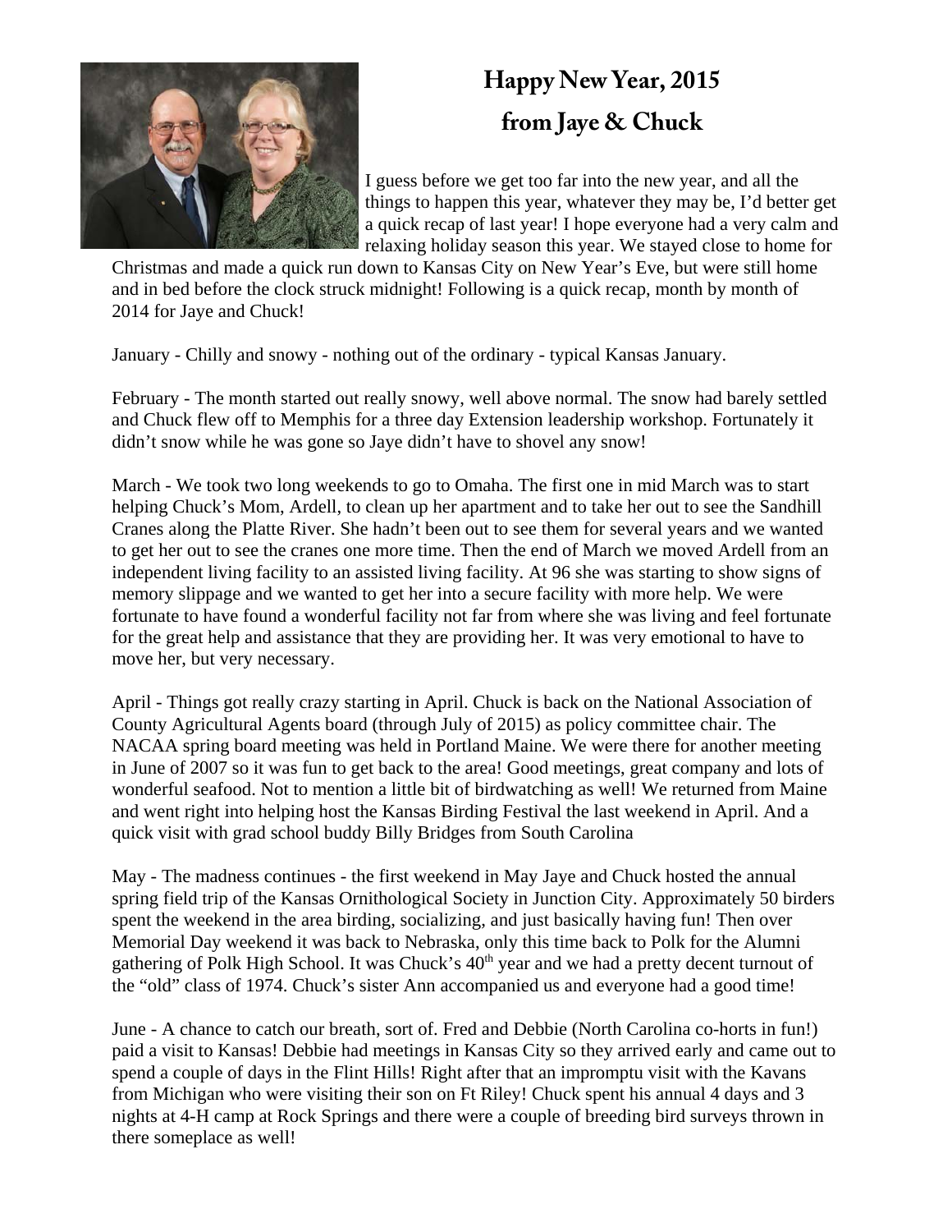# Happy New Year, 2015
# from Jaye & Chuck

I guess before we get too far into the new year, and all the things to happen this year, whatever they may be, I'd better get a quick recap of last year! I hope everyone had a very calm and relaxing holiday season this year. We stayed close to home for Christmas and made a quick run down to Kansas City on New Year's Eve, but were still home and in bed before the clock struck midnight! Following is a quick recap, month by month of 2014 for Jaye and Chuck!

January - Chilly and snowy - nothing out of the ordinary - typical Kansas January.

February - The month started out really snowy, well above normal. The snow had barely settled and Chuck flew off to Memphis for a three day Extension leadership workshop. Fortunately it didn't snow while he was gone so Jaye didn't have to shovel any snow!

March - We took two long weekends to go to Omaha. The first one in mid March was to start helping Chuck's Mom, Ardell, to clean up her apartment and to take her out to see the Sandhill Cranes along the Platte River. She hadn't been out to see them for several years and we wanted to get her out to see the cranes one more time. Then the end of March we moved Ardell from an independent living facility to an assisted living facility. At 96 she was starting to show signs of memory slippage and we wanted to get her into a secure facility with more help. We were fortunate to have found a wonderful facility not far from where she was living and feel fortunate for the great help and assistance that they are providing her. It was very emotional to have to move her, but very necessary.

April - Things got really crazy starting in April. Chuck is back on the National Association of County Agricultural Agents board (through July of 2015) as policy committee chair. The NACAA spring board meeting was held in Portland Maine. We were there for another meeting in June of 2007 so it was fun to get back to the area! Good meetings, great company and lots of wonderful seafood. Not to mention a little bit of birdwatching as well! We returned from Maine and went right into helping host the Kansas Birding Festival the last weekend in April. And a quick visit with grad school buddy Billy Bridges from South Carolina

May - The madness continues - the first weekend in May Jaye and Chuck hosted the annual spring field trip of the Kansas Ornithological Society in Junction City. Approximately 50 birders spent the weekend in the area birding, socializing, and just basically having fun! Then over Memorial Day weekend it was back to Nebraska, only this time back to Polk for the Alumni gathering of Polk High School. It was Chuck's 40th year and we had a pretty decent turnout of the "old" class of 1974. Chuck's sister Ann accompanied us and everyone had a good time!

June - A chance to catch our breath, sort of. Fred and Debbie (North Carolina co-horts in fun!) paid a visit to Kansas! Debbie had meetings in Kansas City so they arrived early and came out to spend a couple of days in the Flint Hills! Right after that an impromptu visit with the Kavans from Michigan who were visiting their son on Ft Riley! Chuck spent his annual 4 days and 3 nights at 4-H camp at Rock Springs and there were a couple of breeding bird surveys thrown in there someplace as well!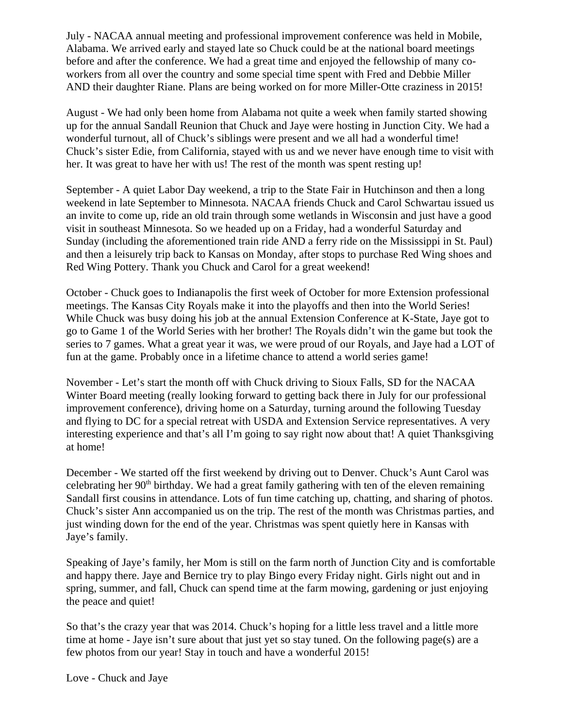July - NACAA annual meeting and professional improvement conference was held in Mobile, Alabama. We arrived early and stayed late so Chuck could be at the national board meetings before and after the conference. We had a great time and enjoyed the fellowship of many co-workers from all over the country and some special time spent with Fred and Debbie Miller AND their daughter Riane. Plans are being worked on for more Miller-Otte craziness in 2015!

August - We had only been home from Alabama not quite a week when family started showing up for the annual Sandall Reunion that Chuck and Jaye were hosting in Junction City. We had a wonderful turnout, all of Chuck's siblings were present and we all had a wonderful time! Chuck's sister Edie, from California, stayed with us and we never have enough time to visit with her. It was great to have her with us! The rest of the month was spent resting up!

September - A quiet Labor Day weekend, a trip to the State Fair in Hutchinson and then a long weekend in late September to Minnesota. NACAA friends Chuck and Carol Schwartau issued us an invite to come up, ride an old train through some wetlands in Wisconsin and just have a good visit in southeast Minnesota. So we headed up on a Friday, had a wonderful Saturday and Sunday (including the aforementioned train ride AND a ferry ride on the Mississippi in St. Paul) and then a leisurely trip back to Kansas on Monday, after stops to purchase Red Wing shoes and Red Wing Pottery. Thank you Chuck and Carol for a great weekend!

October - Chuck goes to Indianapolis the first week of October for more Extension professional meetings. The Kansas City Royals make it into the playoffs and then into the World Series! While Chuck was busy doing his job at the annual Extension Conference at K-State, Jaye got to go to Game 1 of the World Series with her brother! The Royals didn't win the game but took the series to 7 games. What a great year it was, we were proud of our Royals, and Jaye had a LOT of fun at the game. Probably once in a lifetime chance to attend a world series game!

November - Let's start the month off with Chuck driving to Sioux Falls, SD for the NACAA Winter Board meeting (really looking forward to getting back there in July for our professional improvement conference), driving home on a Saturday, turning around the following Tuesday and flying to DC for a special retreat with USDA and Extension Service representatives. A very interesting experience and that's all I'm going to say right now about that! A quiet Thanksgiving at home!

December - We started off the first weekend by driving out to Denver. Chuck's Aunt Carol was celebrating her 90th birthday. We had a great family gathering with ten of the eleven remaining Sandall first cousins in attendance. Lots of fun time catching up, chatting, and sharing of photos. Chuck's sister Ann accompanied us on the trip. The rest of the month was Christmas parties, and just winding down for the end of the year. Christmas was spent quietly here in Kansas with Jaye's family.

Speaking of Jaye's family, her Mom is still on the farm north of Junction City and is comfortable and happy there. Jaye and Bernice try to play Bingo every Friday night. Girls night out and in spring, summer, and fall, Chuck can spend time at the farm mowing, gardening or just enjoying the peace and quiet!

So that's the crazy year that was 2014. Chuck's hoping for a little less travel and a little more time at home - Jaye isn't sure about that just yet so stay tuned. On the following page(s) are a few photos from our year! Stay in touch and have a wonderful 2015!

Love - Chuck and Jaye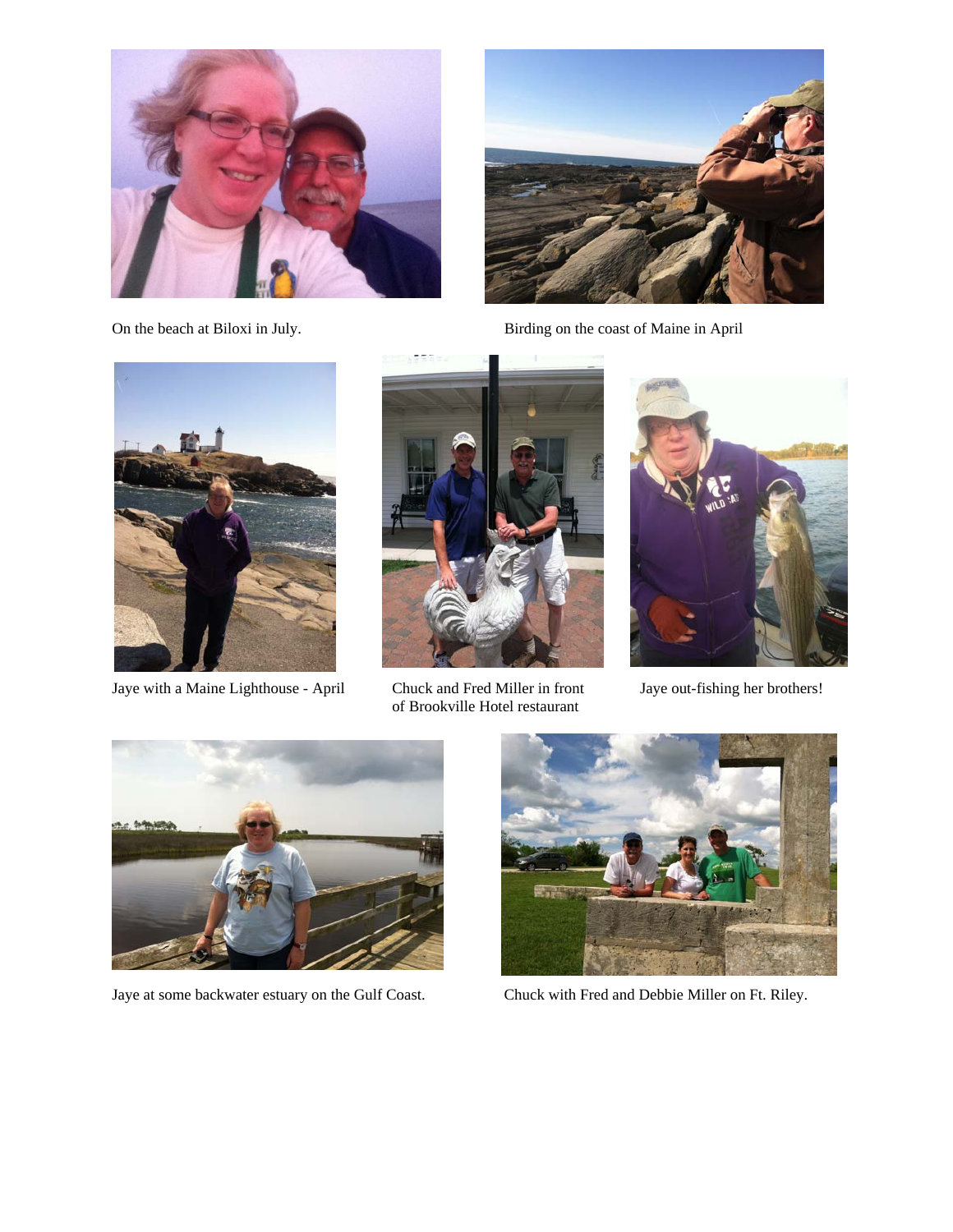On the beach at Biloxi in July.

Birding on the coast of Maine in April

Jaye with a Maine Lighthouse - April

Chuck and Fred Miller in front of Brookville Hotel restaurant

Jaye out-fishing her brothers!

Jaye at some backwater estuary on the Gulf Coast.

Chuck with Fred and Debbie Miller on Ft. Riley.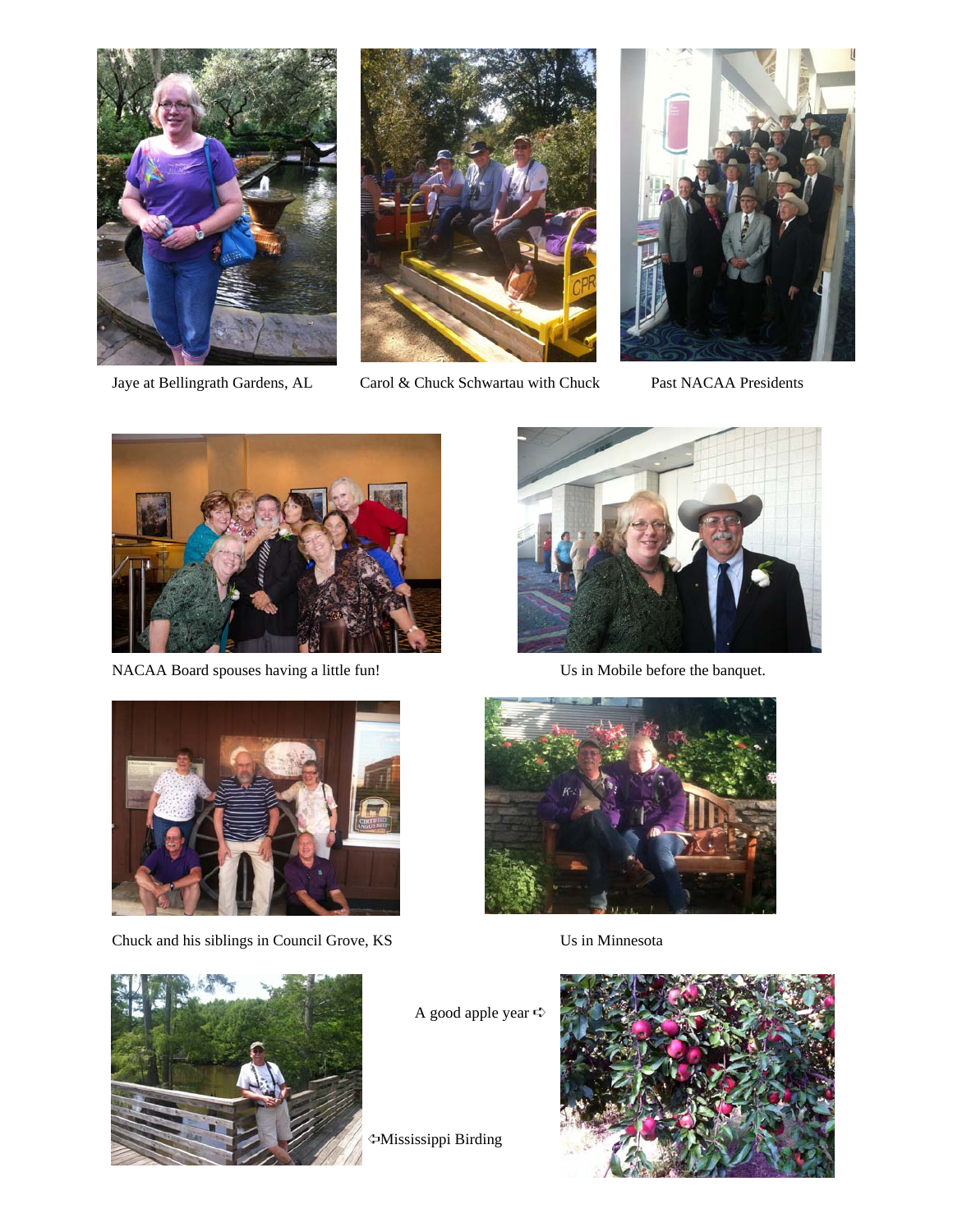Jaye at Bellingrath Gardens, AL

Carol & Chuck Schwartau with Chuck

Past NACAA Presidents

NACAA Board spouses having a little fun!

Us in Mobile before the banquet.

Chuck and his siblings in Council Grove, KS

Us in Minnesota

A good apple year ➪

⇦Mississippi Birding